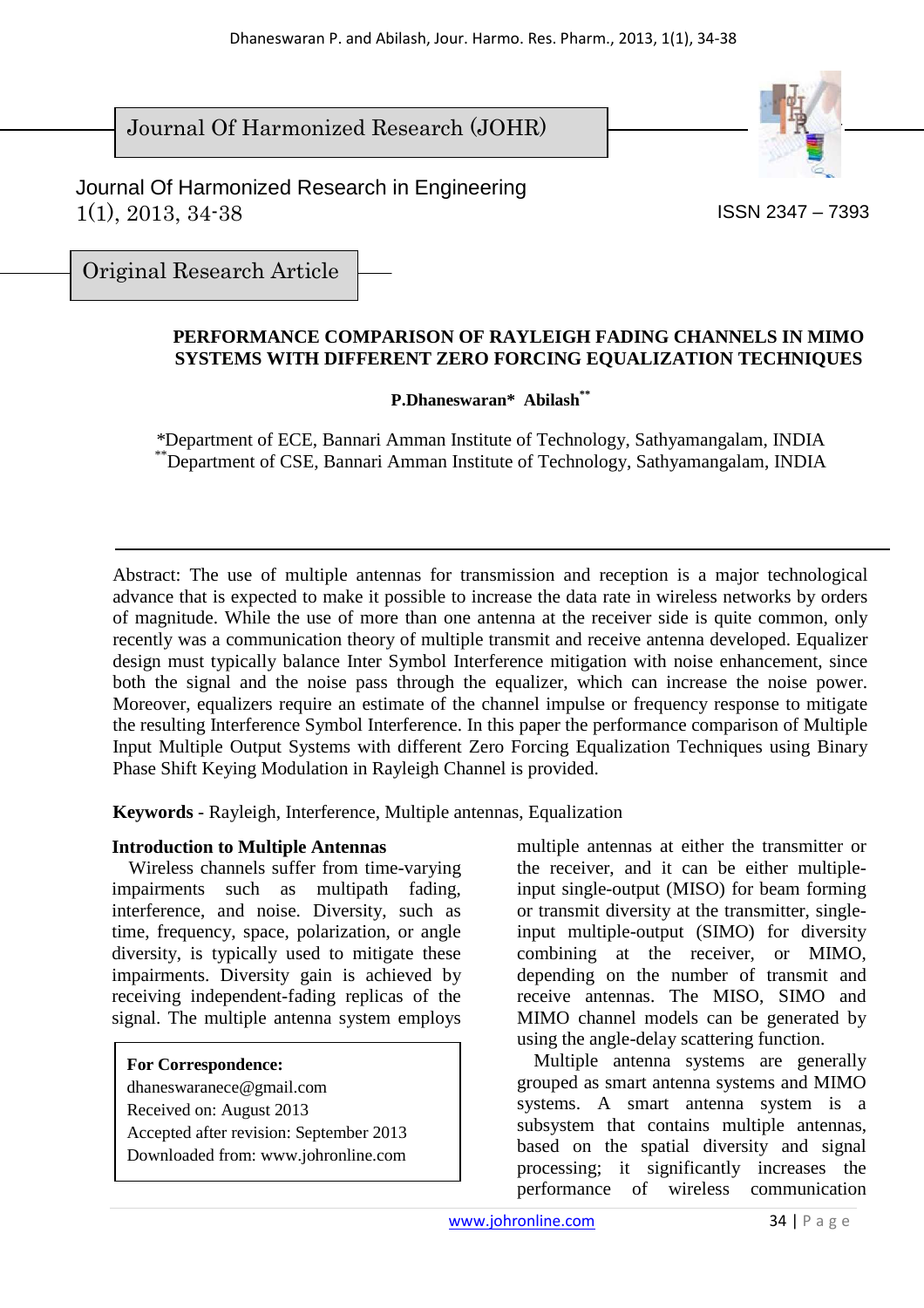Journal Of Harmonized Research (JOHR)

Journal Of Harmonized Research in Engineering
1(1), 2013, 34-38

ISSN 2347 – 7393

Original Research Article

# PERFORMANCE COMPARISON OF RAYLEIGH FADING CHANNELS IN MIMO SYSTEMS WITH DIFFERENT ZERO FORCING EQUALIZATION TECHNIQUES

**P.Dhaneswaran* Abilash****

*Department of ECE, Bannari Amman Institute of Technology, Sathyamangalam, INDIA
**Department of CSE, Bannari Amman Institute of Technology, Sathyamangalam, INDIA

---

Abstract: The use of multiple antennas for transmission and reception is a major technological advance that is expected to make it possible to increase the data rate in wireless networks by orders of magnitude. While the use of more than one antenna at the receiver side is quite common, only recently was a communication theory of multiple transmit and receive antenna developed. Equalizer design must typically balance Inter Symbol Interference mitigation with noise enhancement, since both the signal and the noise pass through the equalizer, which can increase the noise power. Moreover, equalizers require an estimate of the channel impulse or frequency response to mitigate the resulting Interference Symbol Interference. In this paper the performance comparison of Multiple Input Multiple Output Systems with different Zero Forcing Equalization Techniques using Binary Phase Shift Keying Modulation in Rayleigh Channel is provided.

**Keywords** - Rayleigh, Interference, Multiple antennas, Equalization

## Introduction to Multiple Antennas

Wireless channels suffer from time-varying impairments such as multipath fading, interference, and noise. Diversity, such as time, frequency, space, polarization, or angle diversity, is typically used to mitigate these impairments. Diversity gain is achieved by receiving independent-fading replicas of the signal. The multiple antenna system employs multiple antennas at either the transmitter or the receiver, and it can be either multiple-input single-output (MISO) for beam forming or transmit diversity at the transmitter, single-input multiple-output (SIMO) for diversity combining at the receiver, or MIMO, depending on the number of transmit and receive antennas. The MISO, SIMO and MIMO channel models can be generated by using the angle-delay scattering function.

Multiple antenna systems are generally grouped as smart antenna systems and MIMO systems. A smart antenna system is a subsystem that contains multiple antennas, based on the spatial diversity and signal processing; it significantly increases the performance of wireless communication

**For Correspondence:**
dhaneswaranece@gmail.com
Received on: August 2013
Accepted after revision: September 2013
Downloaded from: www.johronline.com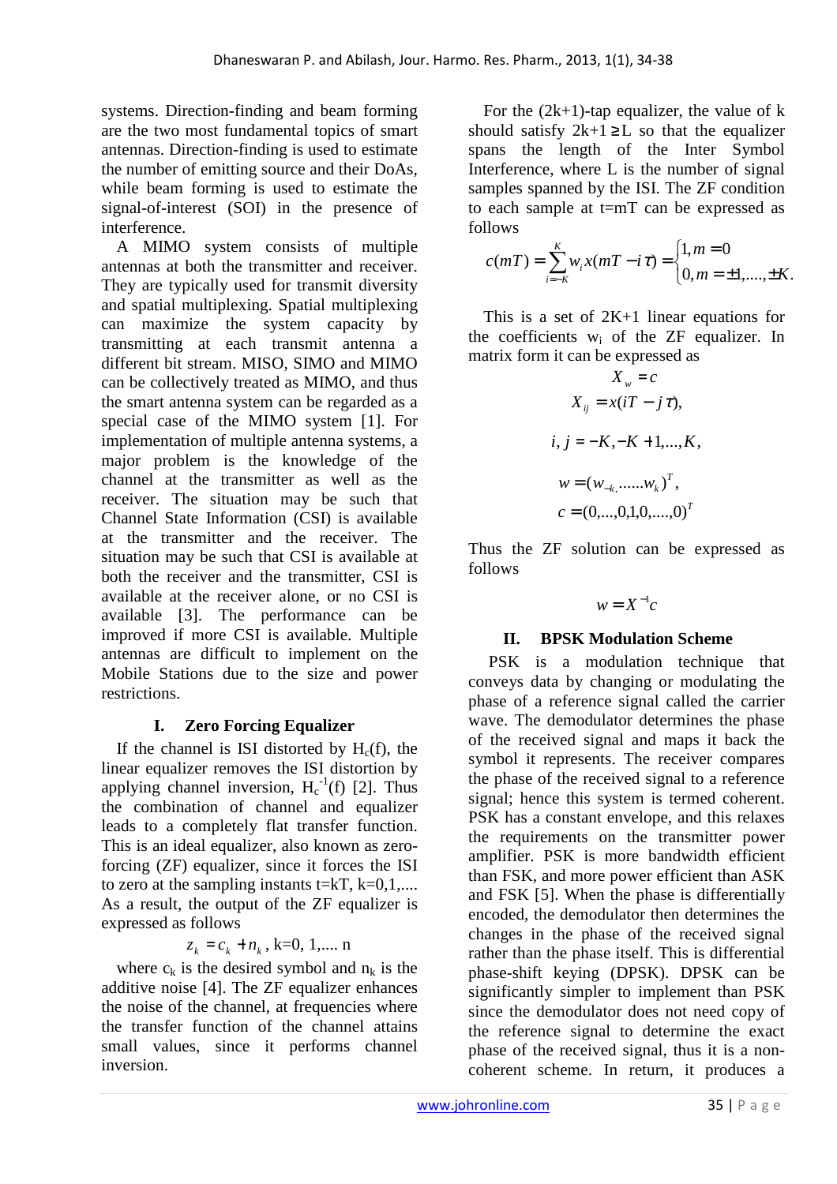systems. Direction-finding and beam forming are the two most fundamental topics of smart antennas. Direction-finding is used to estimate the number of emitting source and their DoAs, while beam forming is used to estimate the signal-of-interest (SOI) in the presence of interference.

A MIMO system consists of multiple antennas at both the transmitter and receiver. They are typically used for transmit diversity and spatial multiplexing. Spatial multiplexing can maximize the system capacity by transmitting at each transmit antenna a different bit stream. MISO, SIMO and MIMO can be collectively treated as MIMO, and thus the smart antenna system can be regarded as a special case of the MIMO system [1]. For implementation of multiple antenna systems, a major problem is the knowledge of the channel at the transmitter as well as the receiver. The situation may be such that Channel State Information (CSI) is available at the transmitter and the receiver. The situation may be such that CSI is available at both the receiver and the transmitter, CSI is available at the receiver alone, or no CSI is available [3]. The performance can be improved if more CSI is available. Multiple antennas are difficult to implement on the Mobile Stations due to the size and power restrictions.

## I. Zero Forcing Equalizer

If the channel is ISI distorted by $H_c(f)$, the linear equalizer removes the ISI distortion by applying channel inversion, $H_c^{-1}(f)$ [2]. Thus the combination of channel and equalizer leads to a completely flat transfer function. This is an ideal equalizer, also known as zero-forcing (ZF) equalizer, since it forces the ISI to zero at the sampling instants t=kT, k=0,1,.... As a result, the output of the ZF equalizer is expressed as follows

$$z_k = c_k + n_k, \ k=0, 1, .... n$$

where $c_k$ is the desired symbol and $n_k$ is the additive noise [4]. The ZF equalizer enhances the noise of the channel, at frequencies where the transfer function of the channel attains small values, since it performs channel inversion.

For the (2k+1)-tap equalizer, the value of k should satisfy $2k+1 \geq L$ so that the equalizer spans the length of the Inter Symbol Interference, where L is the number of signal samples spanned by the ISI. The ZF condition to each sample at t=mT can be expressed as follows

$$c(mT) = \sum_{i=-K}^{K} w_i x(mT - i\tau) = \begin{cases} 1, m = 0 \\ 0, m = \pm 1, ...., \pm K. \end{cases}$$

This is a set of 2K+1 linear equations for the coefficients $w_i$ of the ZF equalizer. In matrix form it can be expressed as

$$X_w = c$$

$$X_{ij} = x(iT - j\tau),$$

$$i, j = -K, -K+1, ..., K,$$

$$w = (w_{-k,} ......w_k)^T,$$

$$c = (0,...,0,1,0,....,0)^T$$

Thus the ZF solution can be expressed as follows

$$w = X^{-1}c$$

## II. BPSK Modulation Scheme

PSK is a modulation technique that conveys data by changing or modulating the phase of a reference signal called the carrier wave. The demodulator determines the phase of the received signal and maps it back the symbol it represents. The receiver compares the phase of the received signal to a reference signal; hence this system is termed coherent. PSK has a constant envelope, and this relaxes the requirements on the transmitter power amplifier. PSK is more bandwidth efficient than FSK, and more power efficient than ASK and FSK [5]. When the phase is differentially encoded, the demodulator then determines the changes in the phase of the received signal rather than the phase itself. This is differential phase-shift keying (DPSK). DPSK can be significantly simpler to implement than PSK since the demodulator does not need copy of the reference signal to determine the exact phase of the received signal, thus it is a non-coherent scheme. In return, it produces a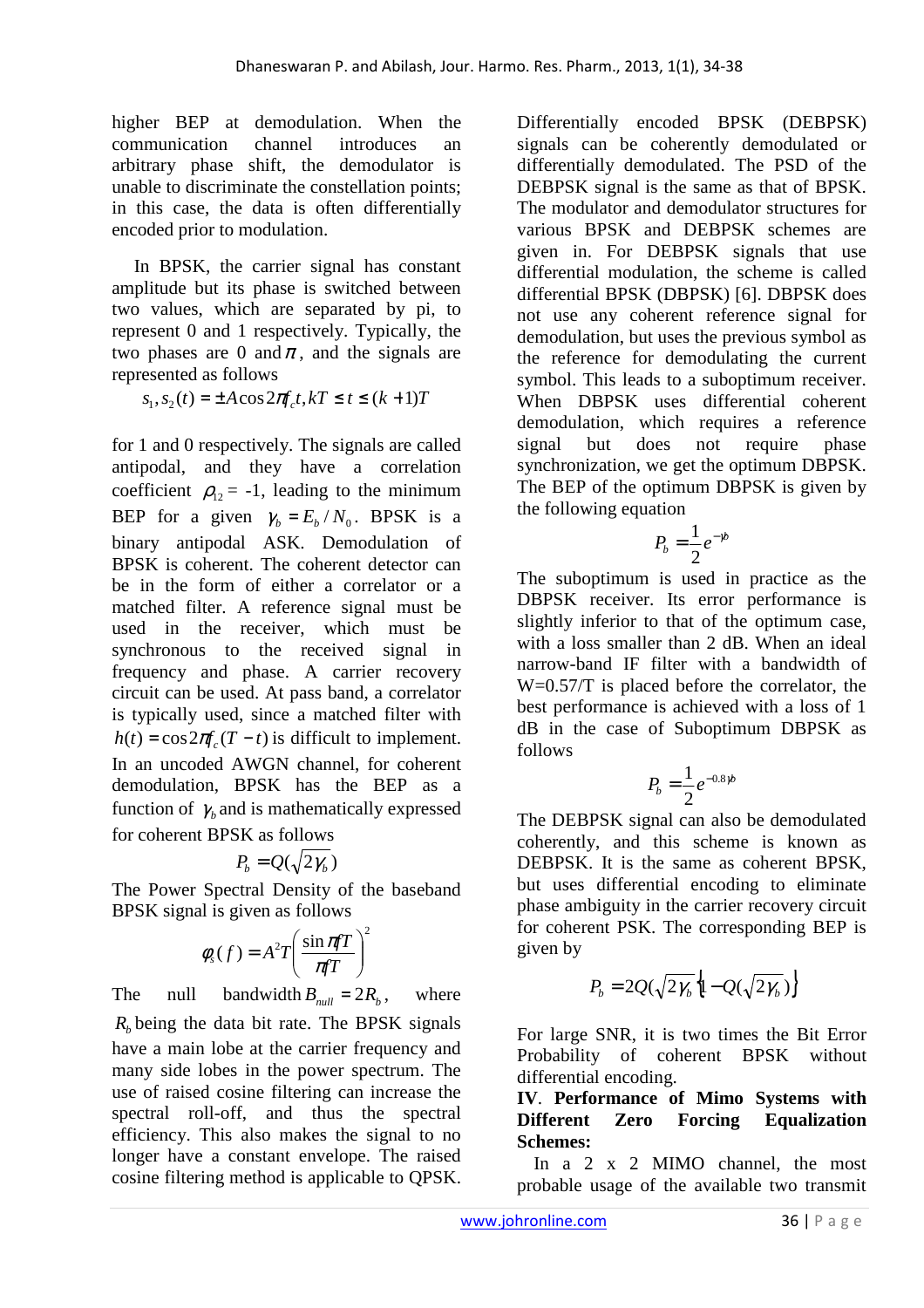higher BEP at demodulation. When the communication channel introduces an arbitrary phase shift, the demodulator is unable to discriminate the constellation points; in this case, the data is often differentially encoded prior to modulation.

In BPSK, the carrier signal has constant amplitude but its phase is switched between two values, which are separated by pi, to represent 0 and 1 respectively. Typically, the two phases are 0 and $\pi$, and the signals are represented as follows

$$s_1, s_2(t) = \pm A\cos 2\pi f_c t, kT \le t \le (k+1)T$$

for 1 and 0 respectively. The signals are called antipodal, and they have a correlation coefficient $\rho_{12}$ = -1, leading to the minimum BEP for a given $\gamma_b = E_b / N_0$. BPSK is a binary antipodal ASK. Demodulation of BPSK is coherent. The coherent detector can be in the form of either a correlator or a matched filter. A reference signal must be used in the receiver, which must be synchronous to the received signal in frequency and phase. A carrier recovery circuit can be used. At pass band, a correlator is typically used, since a matched filter with $h(t) = \cos 2\pi f_c (T-t)$ is difficult to implement. In an uncoded AWGN channel, for coherent demodulation, BPSK has the BEP as a function of $\gamma_b$ and is mathematically expressed for coherent BPSK as follows

$$P_b = Q(\sqrt{2\gamma_b})$$

The Power Spectral Density of the baseband BPSK signal is given as follows

$$\phi_s(f) = A^2 T \left( \frac{\sin \pi f T}{\pi f T} \right)^2$$

The null bandwidth $B_{null} = 2R_b$, where $R_b$ being the data bit rate. The BPSK signals have a main lobe at the carrier frequency and many side lobes in the power spectrum. The use of raised cosine filtering can increase the spectral roll-off, and thus the spectral efficiency. This also makes the signal to no longer have a constant envelope. The raised cosine filtering method is applicable to QPSK.

Differentially encoded BPSK (DEBPSK) signals can be coherently demodulated or differentially demodulated. The PSD of the DEBPSK signal is the same as that of BPSK. The modulator and demodulator structures for various BPSK and DEBPSK schemes are given in. For DEBPSK signals that use differential modulation, the scheme is called differential BPSK (DBPSK) [6]. DBPSK does not use any coherent reference signal for demodulation, but uses the previous symbol as the reference for demodulating the current symbol. This leads to a suboptimum receiver. When DBPSK uses differential coherent demodulation, which requires a reference signal but does not require phase synchronization, we get the optimum DBPSK. The BEP of the optimum DBPSK is given by the following equation

$$P_b = \frac{1}{2} e^{-\gamma_b}$$

The suboptimum is used in practice as the DBPSK receiver. Its error performance is slightly inferior to that of the optimum case, with a loss smaller than 2 dB. When an ideal narrow-band IF filter with a bandwidth of W=0.57/T is placed before the correlator, the best performance is achieved with a loss of 1 dB in the case of Suboptimum DBPSK as follows

$$P_b = \frac{1}{2} e^{-0.8\gamma_b}$$

The DEBPSK signal can also be demodulated coherently, and this scheme is known as DEBPSK. It is the same as coherent BPSK, but uses differential encoding to eliminate phase ambiguity in the carrier recovery circuit for coherent PSK. The corresponding BEP is given by

$$P_b = 2Q(\sqrt{2\gamma_b})\{1 - Q(\sqrt{2\gamma_b})\}$$

For large SNR, it is two times the Bit Error Probability of coherent BPSK without differential encoding.

## IV. Performance of Mimo Systems with Different Zero Forcing Equalization Schemes:

In a 2 x 2 MIMO channel, the most probable usage of the available two transmit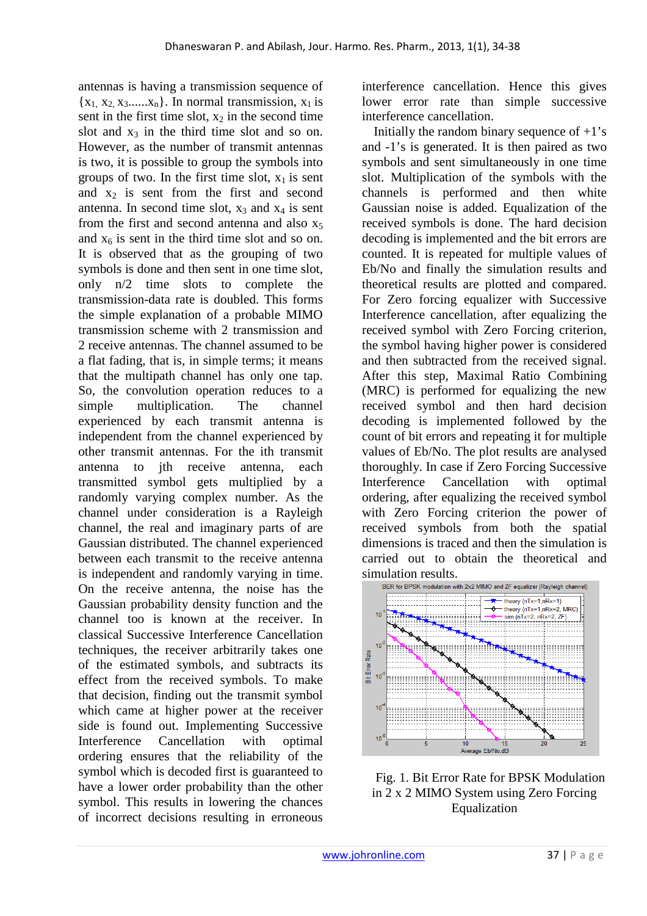antennas is having a transmission sequence of $\{x_1, x_2, x_3......x_n\}$. In normal transmission, $x_1$ is sent in the first time slot, $x_2$ in the second time slot and $x_3$ in the third time slot and so on. However, as the number of transmit antennas is two, it is possible to group the symbols into groups of two. In the first time slot, $x_1$ is sent and $x_2$ is sent from the first and second antenna. In second time slot, $x_3$ and $x_4$ is sent from the first and second antenna and also $x_5$ and $x_6$ is sent in the third time slot and so on. It is observed that as the grouping of two symbols is done and then sent in one time slot, only n/2 time slots to complete the transmission-data rate is doubled. This forms the simple explanation of a probable MIMO transmission scheme with 2 transmission and 2 receive antennas. The channel assumed to be a flat fading, that is, in simple terms; it means that the multipath channel has only one tap. So, the convolution operation reduces to a simple multiplication. The channel experienced by each transmit antenna is independent from the channel experienced by other transmit antennas. For the ith transmit antenna to jth receive antenna, each transmitted symbol gets multiplied by a randomly varying complex number. As the channel under consideration is a Rayleigh channel, the real and imaginary parts of are Gaussian distributed. The channel experienced between each transmit to the receive antenna is independent and randomly varying in time. On the receive antenna, the noise has the Gaussian probability density function and the channel too is known at the receiver. In classical Successive Interference Cancellation techniques, the receiver arbitrarily takes one of the estimated symbols, and subtracts its effect from the received symbols. To make that decision, finding out the transmit symbol which came at higher power at the receiver side is found out. Implementing Successive Interference Cancellation with optimal ordering ensures that the reliability of the symbol which is decoded first is guaranteed to have a lower order probability than the other symbol. This results in lowering the chances of incorrect decisions resulting in erroneous interference cancellation. Hence this gives lower error rate than simple successive interference cancellation.

Initially the random binary sequence of +1's and -1's is generated. It is then paired as two symbols and sent simultaneously in one time slot. Multiplication of the symbols with the channels is performed and then white Gaussian noise is added. Equalization of the received symbols is done. The hard decision decoding is implemented and the bit errors are counted. It is repeated for multiple values of Eb/No and finally the simulation results and theoretical results are plotted and compared. For Zero forcing equalizer with Successive Interference cancellation, after equalizing the received symbol with Zero Forcing criterion, the symbol having higher power is considered and then subtracted from the received signal. After this step, Maximal Ratio Combining (MRC) is performed for equalizing the new received symbol and then hard decision decoding is implemented followed by the count of bit errors and repeating it for multiple values of Eb/No. The plot results are analysed thoroughly. In case if Zero Forcing Successive Interference Cancellation with optimal ordering, after equalizing the received symbol with Zero Forcing criterion the power of received symbols from both the spatial dimensions is traced and then the simulation is carried out to obtain the theoretical and simulation results.

Fig. 1. Bit Error Rate for BPSK Modulation in 2 x 2 MIMO System using Zero Forcing Equalization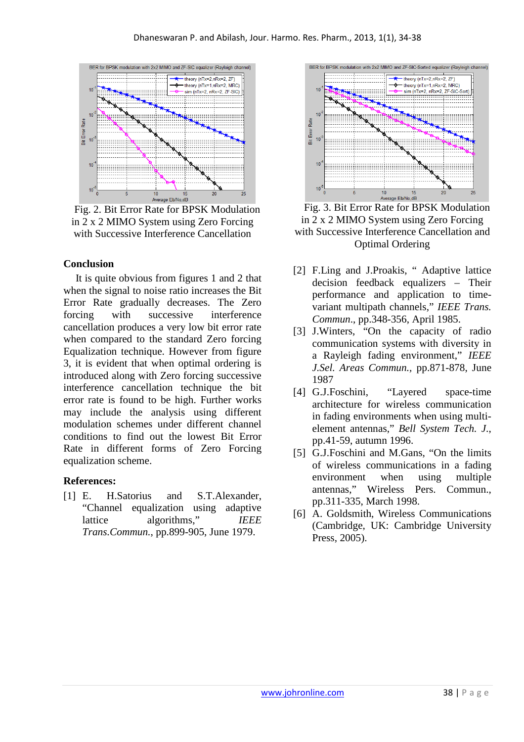BER for BPSK modulation with 2x2 MIMO and ZF-SIC equalizer (Rayleigh channel)

theory (nTx=2,nRx=2, ZF)
theory (nTx=1,nRx=2, MRC)
sim (nTx=2, nRx=2, ZF-SIC)

Bit Error Rate

$10^{-1}$
$10^{-2}$
$10^{-3}$
$10^{-4}$
$10^{-5}$

0 5 10 15 20 25

Average Eb/No,dB

Fig. 2. Bit Error Rate for BPSK Modulation in 2 x 2 MIMO System using Zero Forcing with Successive Interference Cancellation

BER for BPSK modulation with 2x2 MIMO and ZF-SIC-Sorted equalizer (Rayleigh channel)

theory (nTx=2,nRx=2, ZF)
theory (nTx=1,nRx=2, MRC)
sim (nTx=2, nRx=2, ZF-SIC-Sort)

Bit Error Rate

$10^{-1}$
$10^{-2}$
$10^{-3}$
$10^{-4}$
$10^{-5}$

0 5 10 15 20 25

Average Eb/No,dB

Fig. 3. Bit Error Rate for BPSK Modulation in 2 x 2 MIMO System using Zero Forcing with Successive Interference Cancellation and Optimal Ordering

## Conclusion

It is quite obvious from figures 1 and 2 that when the signal to noise ratio increases the Bit Error Rate gradually decreases. The Zero forcing with successive interference cancellation produces a very low bit error rate when compared to the standard Zero forcing Equalization technique. However from figure 3, it is evident that when optimal ordering is introduced along with Zero forcing successive interference cancellation technique the bit error rate is found to be high. Further works may include the analysis using different modulation schemes under different channel conditions to find out the lowest Bit Error Rate in different forms of Zero Forcing equalization scheme.

## References:

[1] E. H.Satorius and S.T.Alexander, "Channel equalization using adaptive lattice algorithms," *IEEE Trans.Commun.*, pp.899-905, June 1979.

[2] F.Ling and J.Proakis, " Adaptive lattice decision feedback equalizers – Their performance and application to time-variant multipath channels," *IEEE Trans. Commun*., pp.348-356, April 1985.

[3] J.Winters, "On the capacity of radio communication systems with diversity in a Rayleigh fading environment," *IEEE J.Sel. Areas Commun.*, pp.871-878, June 1987

[4] G.J.Foschini, "Layered space-time architecture for wireless communication in fading environments when using multi-element antennas," *Bell System Tech. J.*, pp.41-59, autumn 1996.

[5] G.J.Foschini and M.Gans, "On the limits of wireless communications in a fading environment when using multiple antennas," Wireless Pers. Commun., pp.311-335, March 1998.

[6] A. Goldsmith, Wireless Communications (Cambridge, UK: Cambridge University Press, 2005).